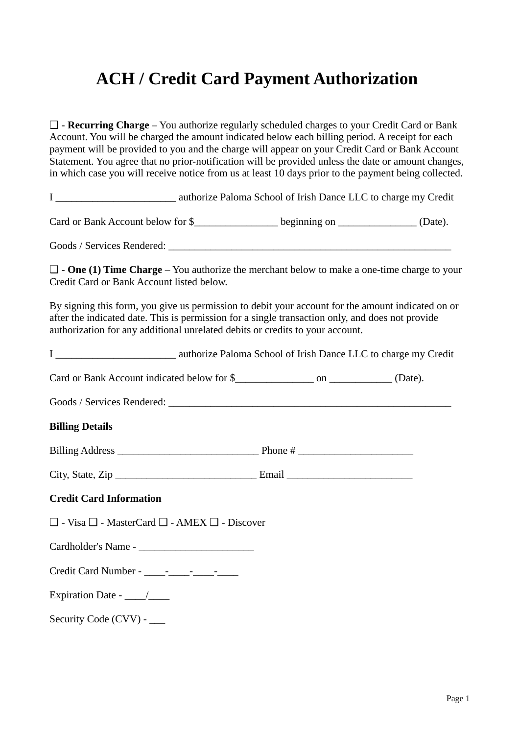# ACH / Credit Card Payment Authorization

❑ - **Recurring Charge** – You authorize regularly scheduled charges to your Credit Card or Bank Account. You will be charged the amount indicated below each billing period. A receipt for each payment will be provided to you and the charge will appear on your Credit Card or Bank Account Statement. You agree that no prior-notification will be provided unless the date or amount changes, in which case you will receive notice from us at least 10 days prior to the payment being collected.

I _______________________ authorize Paloma School of Irish Dance LLC to charge my Credit

Card or Bank Account below for $________________ beginning on _______________ (Date).

Goods / Services Rendered: _______________________________________________________

❑ - **One (1) Time Charge** – You authorize the merchant below to make a one-time charge to your Credit Card or Bank Account listed below.

By signing this form, you give us permission to debit your account for the amount indicated on or after the indicated date. This is permission for a single transaction only, and does not provide authorization for any additional unrelated debits or credits to your account.

I _______________________ authorize Paloma School of Irish Dance LLC to charge my Credit

Card or Bank Account indicated below for $_______________ on ____________ (Date).

Goods / Services Rendered: _______________________________________________________

**Billing Details**

Billing Address ___________________________ Phone # ______________________

City, State, Zip ___________________________ Email ________________________

**Credit Card Information**

❑ - Visa ❑ - MasterCard ❑ - AMEX ❑ - Discover

Cardholder's Name - ______________________

Credit Card Number - ____-____-____-____

Expiration Date - ____/____

Security Code (CVV) - ___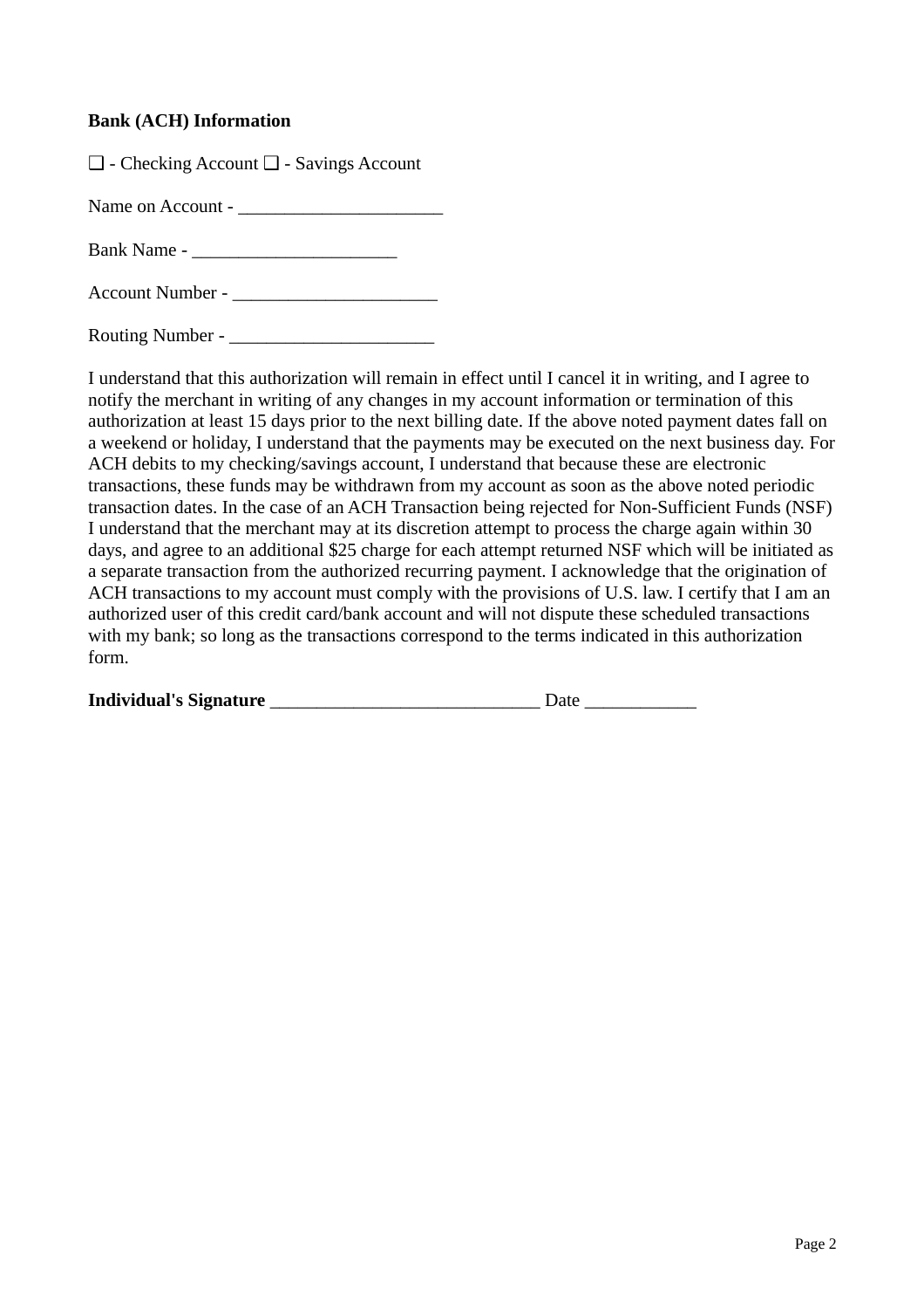**Bank (ACH) Information**

❑ - Checking Account ❑ - Savings Account

Name on Account - ______________________

Bank Name - ______________________

Account Number - ______________________

Routing Number - ______________________

I understand that this authorization will remain in effect until I cancel it in writing, and I agree to notify the merchant in writing of any changes in my account information or termination of this authorization at least 15 days prior to the next billing date. If the above noted payment dates fall on a weekend or holiday, I understand that the payments may be executed on the next business day. For ACH debits to my checking/savings account, I understand that because these are electronic transactions, these funds may be withdrawn from my account as soon as the above noted periodic transaction dates. In the case of an ACH Transaction being rejected for Non-Sufficient Funds (NSF) I understand that the merchant may at its discretion attempt to process the charge again within 30 days, and agree to an additional $25 charge for each attempt returned NSF which will be initiated as a separate transaction from the authorized recurring payment. I acknowledge that the origination of ACH transactions to my account must comply with the provisions of U.S. law. I certify that I am an authorized user of this credit card/bank account and will not dispute these scheduled transactions with my bank; so long as the transactions correspond to the terms indicated in this authorization form.

**Individual's Signature** _____________________________ Date ____________